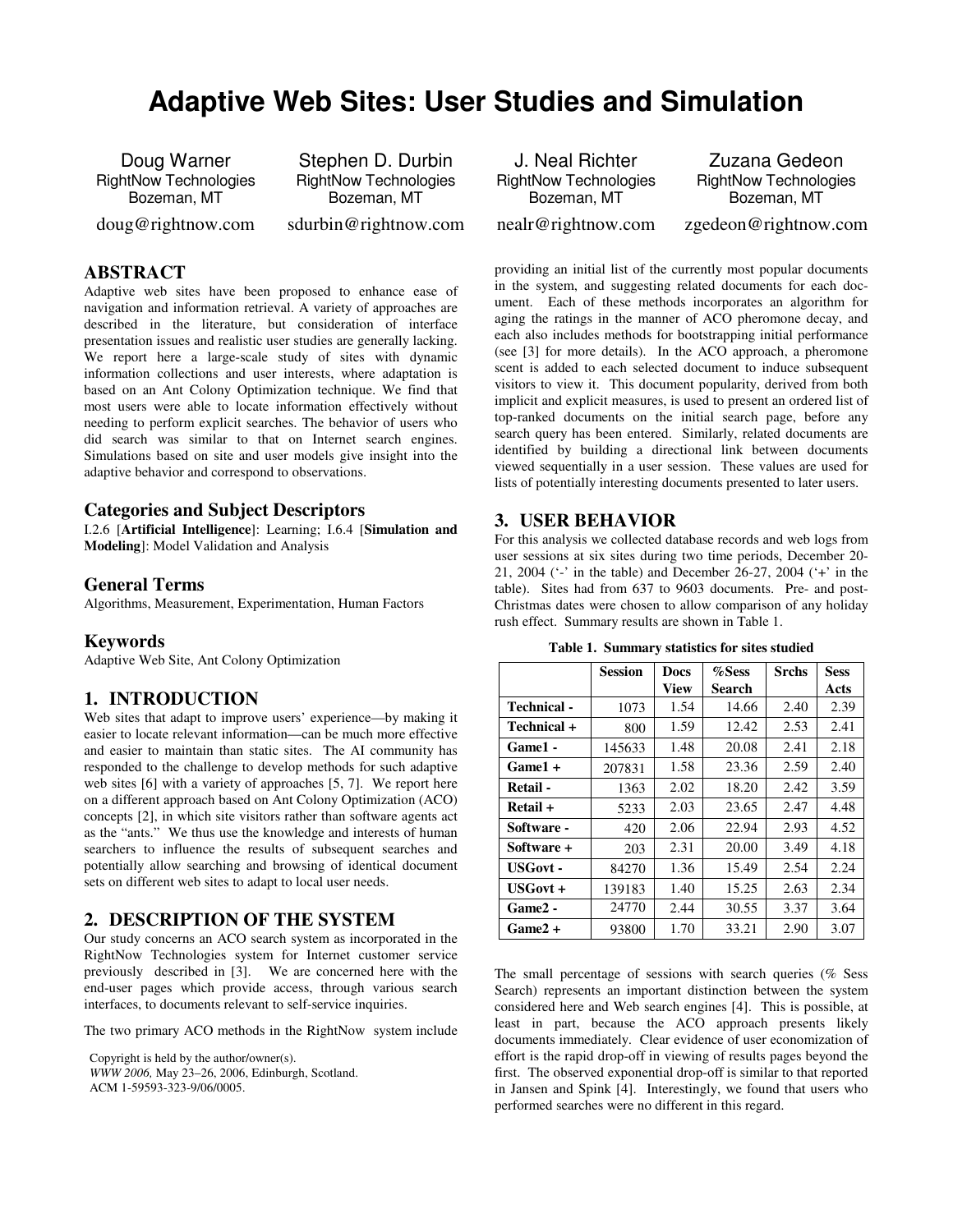# Adaptive Web Sites: User Studies and Simulation

Doug Warner
RightNow Technologies
Bozeman, MT
doug@rightnow.com

Stephen D. Durbin
RightNow Technologies
Bozeman, MT
sdurbin@rightnow.com

J. Neal Richter
RightNow Technologies
Bozeman, MT
nealr@rightnow.com

Zuzana Gedeon
RightNow Technologies
Bozeman, MT
zgedeon@rightnow.com

## ABSTRACT

Adaptive web sites have been proposed to enhance ease of navigation and information retrieval. A variety of approaches are described in the literature, but consideration of interface presentation issues and realistic user studies are generally lacking. We report here a large-scale study of sites with dynamic information collections and user interests, where adaptation is based on an Ant Colony Optimization technique. We find that most users were able to locate information effectively without needing to perform explicit searches. The behavior of users who did search was similar to that on Internet search engines. Simulations based on site and user models give insight into the adaptive behavior and correspond to observations.

### Categories and Subject Descriptors

I.2.6 [**Artificial Intelligence**]: Learning; I.6.4 [**Simulation and Modeling**]: Model Validation and Analysis

### General Terms

Algorithms, Measurement, Experimentation, Human Factors

### Keywords

Adaptive Web Site, Ant Colony Optimization

## 1. INTRODUCTION

Web sites that adapt to improve users' experience—by making it easier to locate relevant information—can be much more effective and easier to maintain than static sites. The AI community has responded to the challenge to develop methods for such adaptive web sites [6] with a variety of approaches [5, 7]. We report here on a different approach based on Ant Colony Optimization (ACO) concepts [2], in which site visitors rather than software agents act as the "ants." We thus use the knowledge and interests of human searchers to influence the results of subsequent searches and potentially allow searching and browsing of identical document sets on different web sites to adapt to local user needs.

## 2. DESCRIPTION OF THE SYSTEM

Our study concerns an ACO search system as incorporated in the RightNow Technologies system for Internet customer service previously described in [3]. We are concerned here with the end-user pages which provide access, through various search interfaces, to documents relevant to self-service inquiries.

The two primary ACO methods in the RightNow system include providing an initial list of the currently most popular documents in the system, and suggesting related documents for each document. Each of these methods incorporates an algorithm for aging the ratings in the manner of ACO pheromone decay, and each also includes methods for bootstrapping initial performance (see [3] for more details). In the ACO approach, a pheromone scent is added to each selected document to induce subsequent visitors to view it. This document popularity, derived from both implicit and explicit measures, is used to present an ordered list of top-ranked documents on the initial search page, before any search query has been entered. Similarly, related documents are identified by building a directional link between documents viewed sequentially in a user session. These values are used for lists of potentially interesting documents presented to later users.

Copyright is held by the author/owner(s).
*WWW 2006,* May 23–26, 2006, Edinburgh, Scotland.
ACM 1-59593-323-9/06/0005.

## 3. USER BEHAVIOR

For this analysis we collected database records and web logs from user sessions at six sites during two time periods, December 20-21, 2004 ('-' in the table) and December 26-27, 2004 ('+' in the table). Sites had from 637 to 9603 documents. Pre- and post-Christmas dates were chosen to allow comparison of any holiday rush effect. Summary results are shown in Table 1.

**Table 1. Summary statistics for sites studied**

| | Session | Docs View | %Sess Search | Srchs | Sess Acts |
|---|---|---|---|---|---|
| **Technical -** | 1073 | 1.54 | 14.66 | 2.40 | 2.39 |
| **Technical +** | 800 | 1.59 | 12.42 | 2.53 | 2.41 |
| **Game1 -** | 145633 | 1.48 | 20.08 | 2.41 | 2.18 |
| **Game1 +** | 207831 | 1.58 | 23.36 | 2.59 | 2.40 |
| **Retail -** | 1363 | 2.02 | 18.20 | 2.42 | 3.59 |
| **Retail +** | 5233 | 2.03 | 23.65 | 2.47 | 4.48 |
| **Software -** | 420 | 2.06 | 22.94 | 2.93 | 4.52 |
| **Software +** | 203 | 2.31 | 20.00 | 3.49 | 4.18 |
| **USGovt -** | 84270 | 1.36 | 15.49 | 2.54 | 2.24 |
| **USGovt +** | 139183 | 1.40 | 15.25 | 2.63 | 2.34 |
| **Game2 -** | 24770 | 2.44 | 30.55 | 3.37 | 3.64 |
| **Game2 +** | 93800 | 1.70 | 33.21 | 2.90 | 3.07 |

The small percentage of sessions with search queries (% Sess Search) represents an important distinction between the system considered here and Web search engines [4]. This is possible, at least in part, because the ACO approach presents likely documents immediately. Clear evidence of user economization of effort is the rapid drop-off in viewing of results pages beyond the first. The observed exponential drop-off is similar to that reported in Jansen and Spink [4]. Interestingly, we found that users who performed searches were no different in this regard.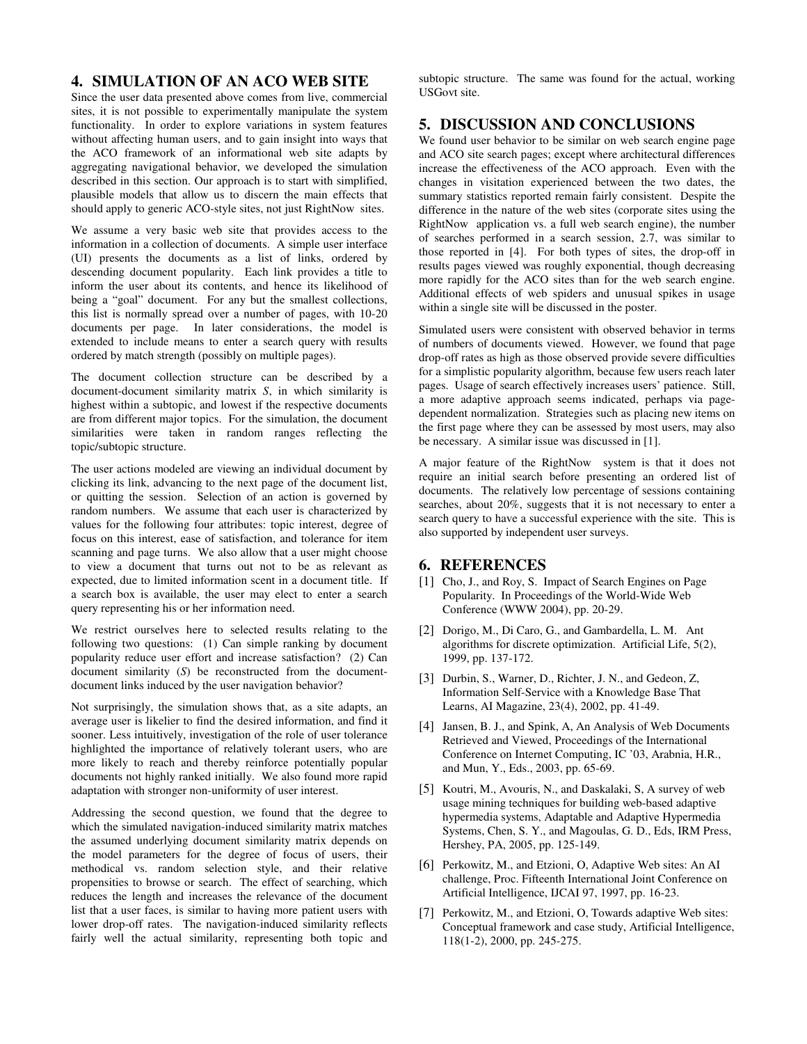## 4. SIMULATION OF AN ACO WEB SITE

Since the user data presented above comes from live, commercial sites, it is not possible to experimentally manipulate the system functionality. In order to explore variations in system features without affecting human users, and to gain insight into ways that the ACO framework of an informational web site adapts by aggregating navigational behavior, we developed the simulation described in this section. Our approach is to start with simplified, plausible models that allow us to discern the main effects that should apply to generic ACO-style sites, not just RightNow sites.

We assume a very basic web site that provides access to the information in a collection of documents. A simple user interface (UI) presents the documents as a list of links, ordered by descending document popularity. Each link provides a title to inform the user about its contents, and hence its likelihood of being a "goal" document. For any but the smallest collections, this list is normally spread over a number of pages, with 10-20 documents per page. In later considerations, the model is extended to include means to enter a search query with results ordered by match strength (possibly on multiple pages).

The document collection structure can be described by a document-document similarity matrix *S*, in which similarity is highest within a subtopic, and lowest if the respective documents are from different major topics. For the simulation, the document similarities were taken in random ranges reflecting the topic/subtopic structure.

The user actions modeled are viewing an individual document by clicking its link, advancing to the next page of the document list, or quitting the session. Selection of an action is governed by random numbers. We assume that each user is characterized by values for the following four attributes: topic interest, degree of focus on this interest, ease of satisfaction, and tolerance for item scanning and page turns. We also allow that a user might choose to view a document that turns out not to be as relevant as expected, due to limited information scent in a document title. If a search box is available, the user may elect to enter a search query representing his or her information need.

We restrict ourselves here to selected results relating to the following two questions: (1) Can simple ranking by document popularity reduce user effort and increase satisfaction? (2) Can document similarity (*S*) be reconstructed from the document-document links induced by the user navigation behavior?

Not surprisingly, the simulation shows that, as a site adapts, an average user is likelier to find the desired information, and find it sooner. Less intuitively, investigation of the role of user tolerance highlighted the importance of relatively tolerant users, who are more likely to reach and thereby reinforce potentially popular documents not highly ranked initially. We also found more rapid adaptation with stronger non-uniformity of user interest.

Addressing the second question, we found that the degree to which the simulated navigation-induced similarity matrix matches the assumed underlying document similarity matrix depends on the model parameters for the degree of focus of users, their methodical vs. random selection style, and their relative propensities to browse or search. The effect of searching, which reduces the length and increases the relevance of the document list that a user faces, is similar to having more patient users with lower drop-off rates. The navigation-induced similarity reflects fairly well the actual similarity, representing both topic and subtopic structure. The same was found for the actual, working USGovt site.

## 5. DISCUSSION AND CONCLUSIONS

We found user behavior to be similar on web search engine page and ACO site search pages; except where architectural differences increase the effectiveness of the ACO approach. Even with the changes in visitation experienced between the two dates, the summary statistics reported remain fairly consistent. Despite the difference in the nature of the web sites (corporate sites using the RightNow application vs. a full web search engine), the number of searches performed in a search session, 2.7, was similar to those reported in [4]. For both types of sites, the drop-off in results pages viewed was roughly exponential, though decreasing more rapidly for the ACO sites than for the web search engine. Additional effects of web spiders and unusual spikes in usage within a single site will be discussed in the poster.

Simulated users were consistent with observed behavior in terms of numbers of documents viewed. However, we found that page drop-off rates as high as those observed provide severe difficulties for a simplistic popularity algorithm, because few users reach later pages. Usage of search effectively increases users' patience. Still, a more adaptive approach seems indicated, perhaps via page-dependent normalization. Strategies such as placing new items on the first page where they can be assessed by most users, may also be necessary. A similar issue was discussed in [1].

A major feature of the RightNow system is that it does not require an initial search before presenting an ordered list of documents. The relatively low percentage of sessions containing searches, about 20%, suggests that it is not necessary to enter a search query to have a successful experience with the site. This is also supported by independent user surveys.

## 6. REFERENCES

[1] Cho, J., and Roy, S. Impact of Search Engines on Page Popularity. In Proceedings of the World-Wide Web Conference (WWW 2004), pp. 20-29.

[2] Dorigo, M., Di Caro, G., and Gambardella, L. M. Ant algorithms for discrete optimization. Artificial Life, 5(2), 1999, pp. 137-172.

[3] Durbin, S., Warner, D., Richter, J. N., and Gedeon, Z, Information Self-Service with a Knowledge Base That Learns, AI Magazine, 23(4), 2002, pp. 41-49.

[4] Jansen, B. J., and Spink, A, An Analysis of Web Documents Retrieved and Viewed, Proceedings of the International Conference on Internet Computing, IC '03, Arabnia, H.R., and Mun, Y., Eds., 2003, pp. 65-69.

[5] Koutri, M., Avouris, N., and Daskalaki, S, A survey of web usage mining techniques for building web-based adaptive hypermedia systems, Adaptable and Adaptive Hypermedia Systems, Chen, S. Y., and Magoulas, G. D., Eds, IRM Press, Hershey, PA, 2005, pp. 125-149.

[6] Perkowitz, M., and Etzioni, O, Adaptive Web sites: An AI challenge, Proc. Fifteenth International Joint Conference on Artificial Intelligence, IJCAI 97, 1997, pp. 16-23.

[7] Perkowitz, M., and Etzioni, O, Towards adaptive Web sites: Conceptual framework and case study, Artificial Intelligence, 118(1-2), 2000, pp. 245-275.